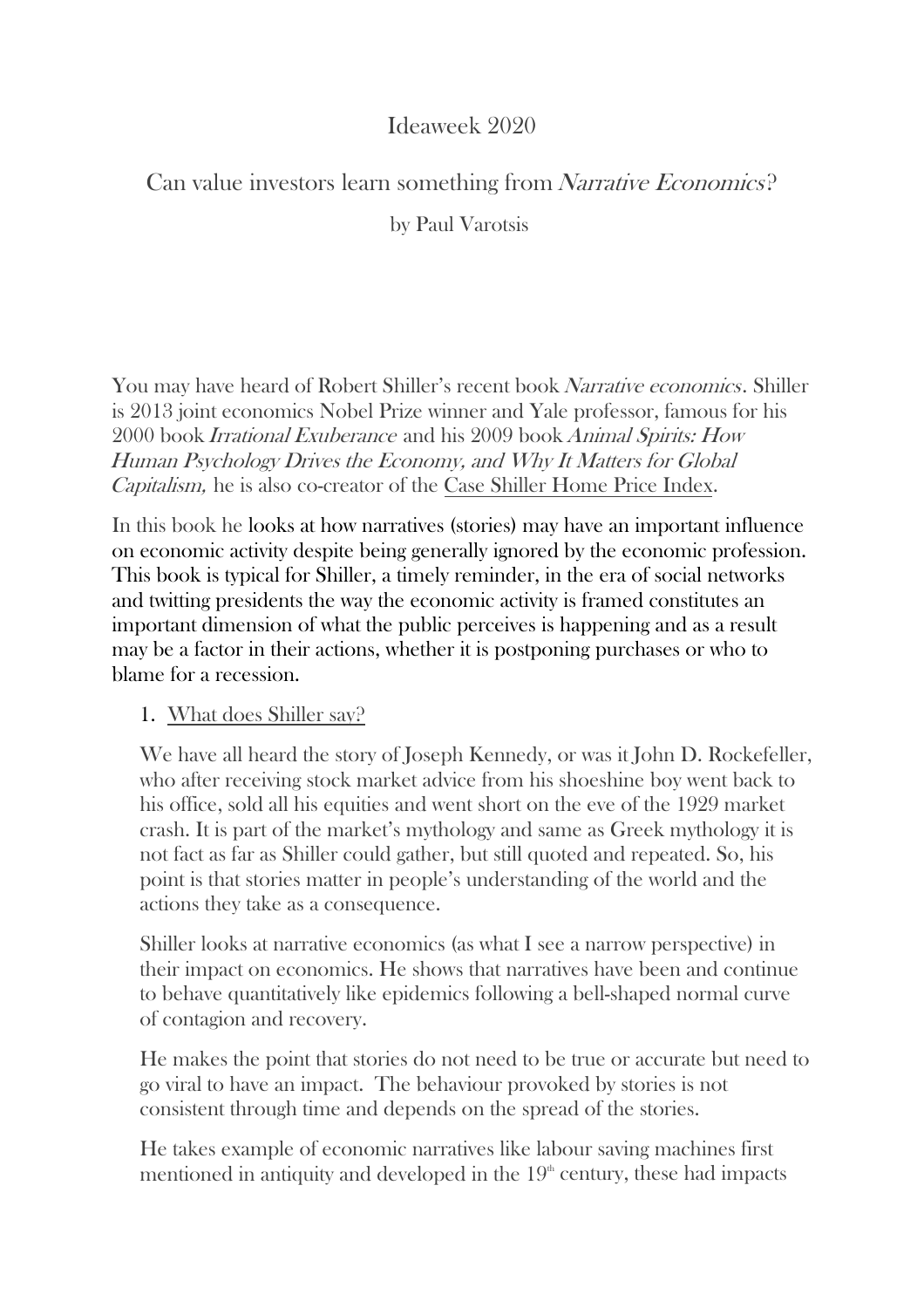# Ideaweek 2020

## Can value investors learn something from *Narrative Economics*?

by Paul Varotsis

You may have heard of Robert Shiller's recent book *Narrative economics*. Shiller is 2013 joint economics Nobel Prize winner and Yale professor, famous for his 2000 book *Irrational Exuberance* and his 2009 book *Animal Spirits: How Human Psychology Drives the Economy, and Why It Matters for Global Capitalism,* he is also co-creator of the Case Shiller Home Price Index.

In this book he looks at how narratives (stories) may have an important influence on economic activity despite being generally ignored by the economic profession. This book is typical for Shiller, a timely reminder, in the era of social networks and twitting presidents the way the economic activity is framed constitutes an important dimension of what the public perceives is happening and as a result may be a factor in their actions, whether it is postponing purchases or who to blame for a recession.

1. What does Shiller say?

   We have all heard the story of Joseph Kennedy, or was it John D. Rockefeller, who after receiving stock market advice from his shoeshine boy went back to his office, sold all his equities and went short on the eve of the 1929 market crash. It is part of the market's mythology and same as Greek mythology it is not fact as far as Shiller could gather, but still quoted and repeated. So, his point is that stories matter in people's understanding of the world and the actions they take as a consequence.

   Shiller looks at narrative economics (as what I see a narrow perspective) in their impact on economics. He shows that narratives have been and continue to behave quantitatively like epidemics following a bell-shaped normal curve of contagion and recovery.

   He makes the point that stories do not need to be true or accurate but need to go viral to have an impact. The behaviour provoked by stories is not consistent through time and depends on the spread of the stories.

   He takes example of economic narratives like labour saving machines first mentioned in antiquity and developed in the 19th century, these had impacts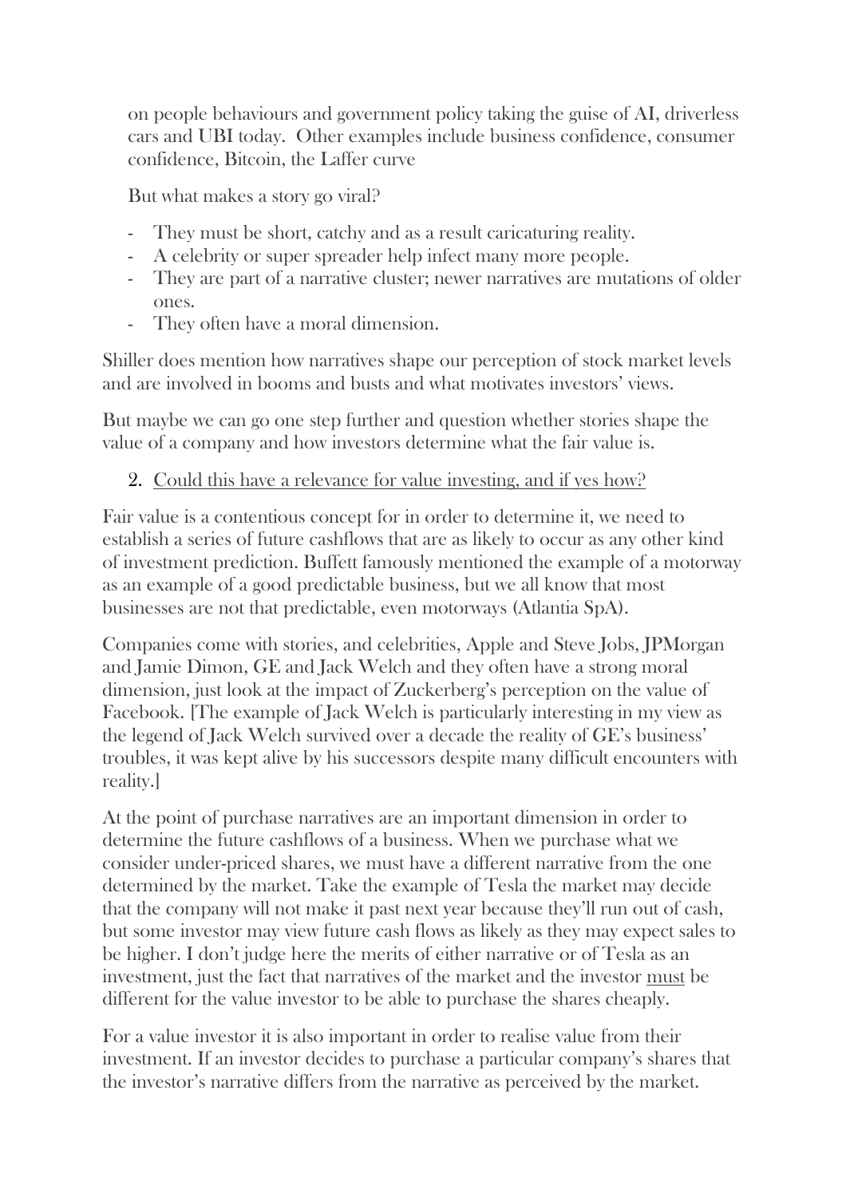on people behaviours and government policy taking the guise of AI, driverless cars and UBI today. Other examples include business confidence, consumer confidence, Bitcoin, the Laffer curve

But what makes a story go viral?

- They must be short, catchy and as a result caricaturing reality.
- A celebrity or super spreader help infect many more people.
- They are part of a narrative cluster; newer narratives are mutations of older ones.
- They often have a moral dimension.

Shiller does mention how narratives shape our perception of stock market levels and are involved in booms and busts and what motivates investors' views.

But maybe we can go one step further and question whether stories shape the value of a company and how investors determine what the fair value is.

2. <u>Could this have a relevance for value investing, and if yes how?</u>

Fair value is a contentious concept for in order to determine it, we need to establish a series of future cashflows that are as likely to occur as any other kind of investment prediction. Buffett famously mentioned the example of a motorway as an example of a good predictable business, but we all know that most businesses are not that predictable, even motorways (Atlantia SpA).

Companies come with stories, and celebrities, Apple and Steve Jobs, JPMorgan and Jamie Dimon, GE and Jack Welch and they often have a strong moral dimension, just look at the impact of Zuckerberg's perception on the value of Facebook. [The example of Jack Welch is particularly interesting in my view as the legend of Jack Welch survived over a decade the reality of GE's business' troubles, it was kept alive by his successors despite many difficult encounters with reality.]

At the point of purchase narratives are an important dimension in order to determine the future cashflows of a business. When we purchase what we consider under-priced shares, we must have a different narrative from the one determined by the market. Take the example of Tesla the market may decide that the company will not make it past next year because they'll run out of cash, but some investor may view future cash flows as likely as they may expect sales to be higher. I don't judge here the merits of either narrative or of Tesla as an investment, just the fact that narratives of the market and the investor <u>must</u> be different for the value investor to be able to purchase the shares cheaply.

For a value investor it is also important in order to realise value from their investment. If an investor decides to purchase a particular company's shares that the investor's narrative differs from the narrative as perceived by the market.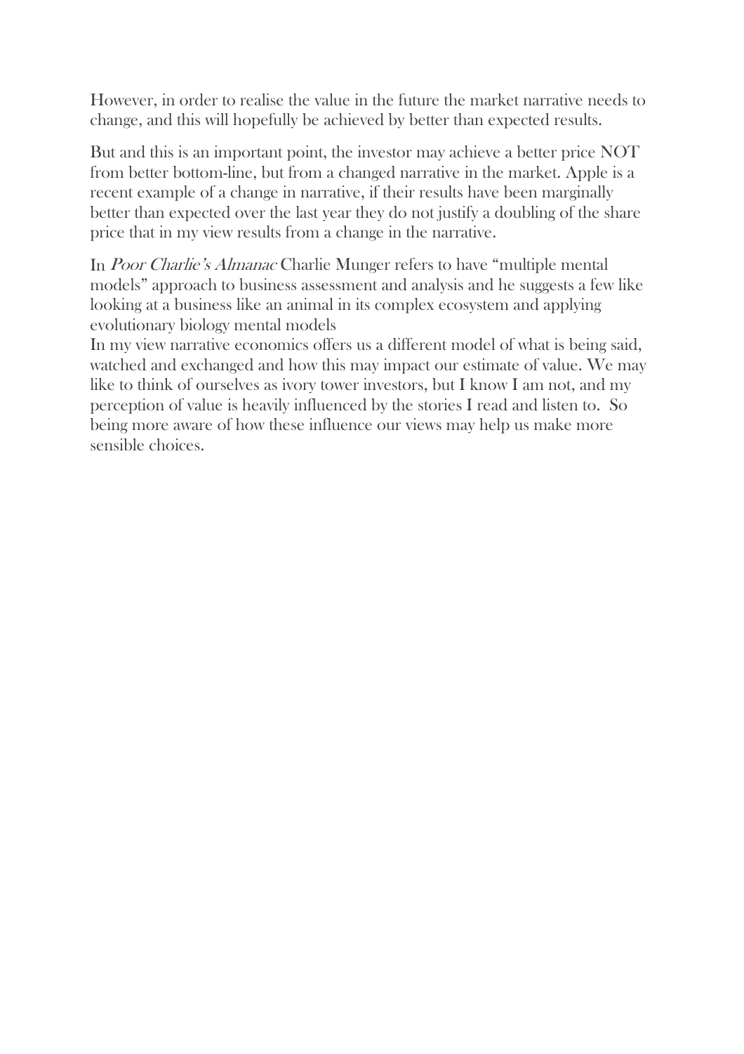However, in order to realise the value in the future the market narrative needs to change, and this will hopefully be achieved by better than expected results.

But and this is an important point, the investor may achieve a better price NOT from better bottom-line, but from a changed narrative in the market. Apple is a recent example of a change in narrative, if their results have been marginally better than expected over the last year they do not justify a doubling of the share price that in my view results from a change in the narrative.

In *Poor Charlie's Almanac* Charlie Munger refers to have "multiple mental models" approach to business assessment and analysis and he suggests a few like looking at a business like an animal in its complex ecosystem and applying evolutionary biology mental models

In my view narrative economics offers us a different model of what is being said, watched and exchanged and how this may impact our estimate of value. We may like to think of ourselves as ivory tower investors, but I know I am not, and my perception of value is heavily influenced by the stories I read and listen to. So being more aware of how these influence our views may help us make more sensible choices.